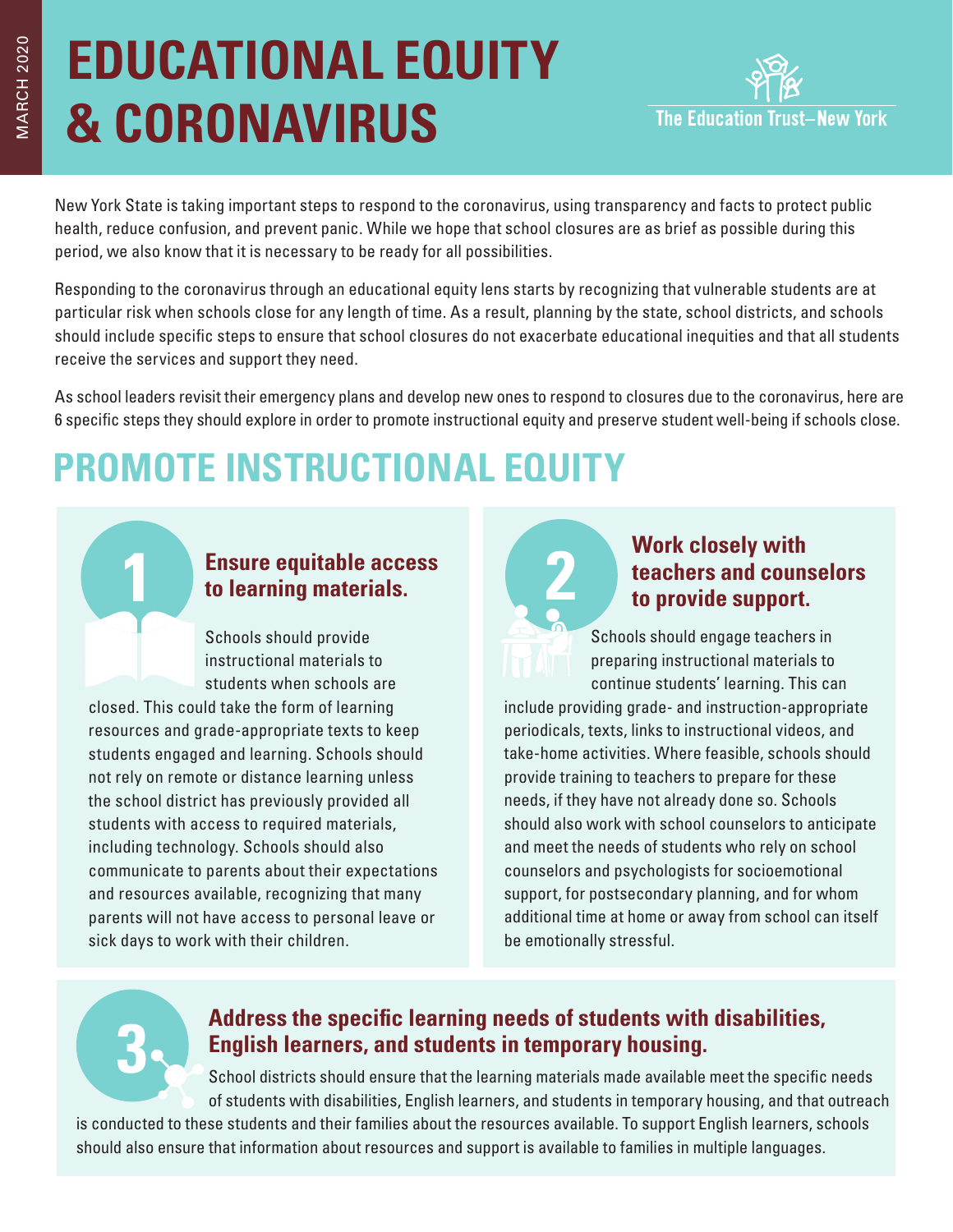# EDUCATIONAL EQUITY & CORONAVIRUS

The Education Trust–New York

New York State is taking important steps to respond to the coronavirus, using transparency and facts to protect public health, reduce confusion, and prevent panic. While we hope that school closures are as brief as possible during this period, we also know that it is necessary to be ready for all possibilities.

Responding to the coronavirus through an educational equity lens starts by recognizing that vulnerable students are at particular risk when schools close for any length of time. As a result, planning by the state, school districts, and schools should include specific steps to ensure that school closures do not exacerbate educational inequities and that all students receive the services and support they need.

As school leaders revisit their emergency plans and develop new ones to respond to closures due to the coronavirus, here are 6 specific steps they should explore in order to promote instructional equity and preserve student well-being if schools close.

## PROMOTE INSTRUCTIONAL EQUITY

### 1. Ensure equitable access to learning materials.

Schools should provide instructional materials to students when schools are closed. This could take the form of learning resources and grade-appropriate texts to keep students engaged and learning. Schools should not rely on remote or distance learning unless the school district has previously provided all students with access to required materials, including technology. Schools should also communicate to parents about their expectations and resources available, recognizing that many parents will not have access to personal leave or sick days to work with their children.

### 2. Work closely with teachers and counselors to provide support.

Schools should engage teachers in preparing instructional materials to continue students' learning. This can include providing grade- and instruction-appropriate periodicals, texts, links to instructional videos, and take-home activities. Where feasible, schools should provide training to teachers to prepare for these needs, if they have not already done so. Schools should also work with school counselors to anticipate and meet the needs of students who rely on school counselors and psychologists for socioemotional support, for postsecondary planning, and for whom additional time at home or away from school can itself be emotionally stressful.

### 3. Address the specific learning needs of students with disabilities, English learners, and students in temporary housing.

School districts should ensure that the learning materials made available meet the specific needs of students with disabilities, English learners, and students in temporary housing, and that outreach is conducted to these students and their families about the resources available. To support English learners, schools should also ensure that information about resources and support is available to families in multiple languages.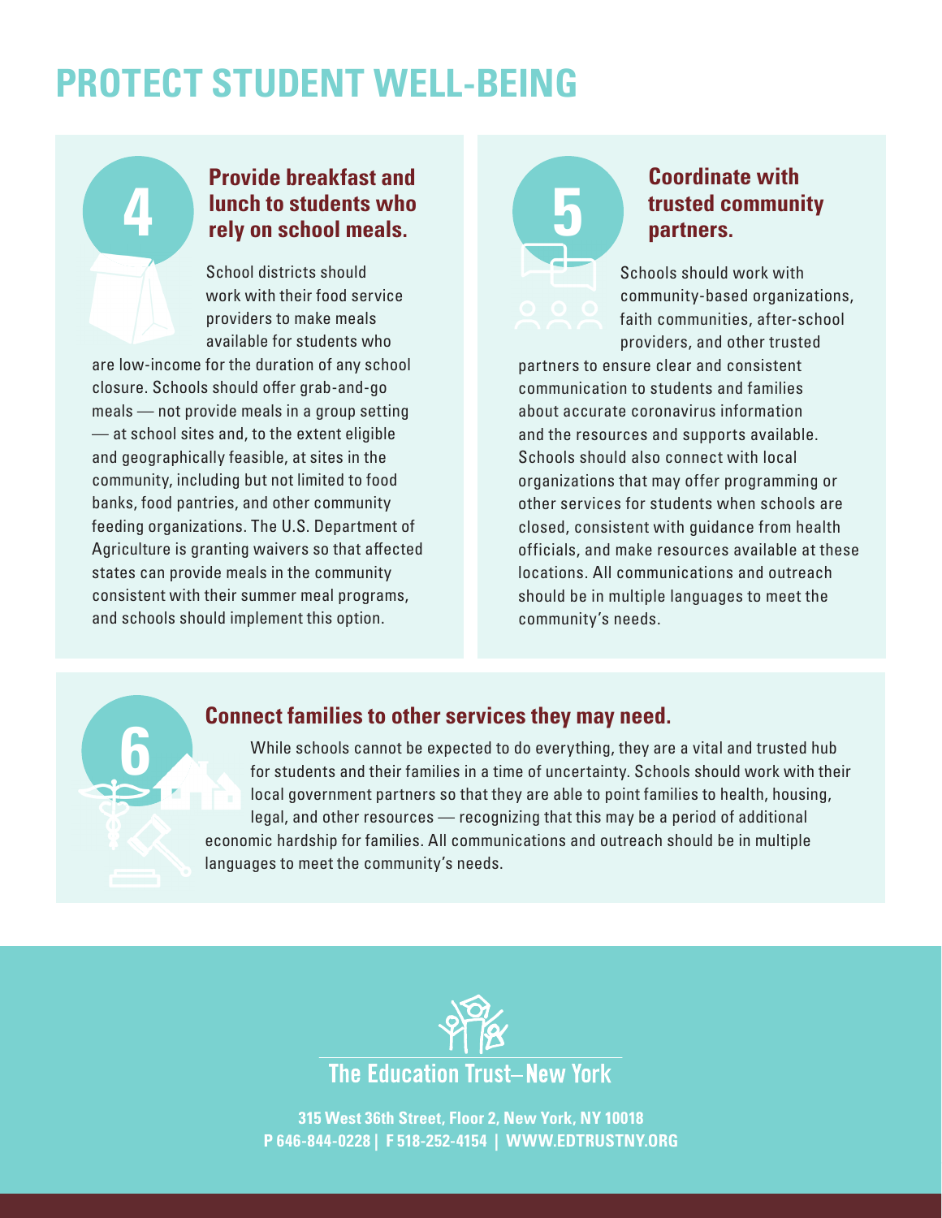# PROTECT STUDENT WELL-BEING

## 4

### Provide breakfast and lunch to students who rely on school meals.

School districts should work with their food service providers to make meals available for students who are low-income for the duration of any school closure. Schools should offer grab-and-go meals — not provide meals in a group setting — at school sites and, to the extent eligible and geographically feasible, at sites in the community, including but not limited to food banks, food pantries, and other community feeding organizations. The U.S. Department of Agriculture is granting waivers so that affected states can provide meals in the community consistent with their summer meal programs, and schools should implement this option.

## 5

### Coordinate with trusted community partners.

Schools should work with community-based organizations, faith communities, after-school providers, and other trusted partners to ensure clear and consistent communication to students and families about accurate coronavirus information and the resources and supports available. Schools should also connect with local organizations that may offer programming or other services for students when schools are closed, consistent with guidance from health officials, and make resources available at these locations. All communications and outreach should be in multiple languages to meet the community's needs.

## 6

### Connect families to other services they may need.

While schools cannot be expected to do everything, they are a vital and trusted hub for students and their families in a time of uncertainty. Schools should work with their local government partners so that they are able to point families to health, housing, legal, and other resources — recognizing that this may be a period of additional economic hardship for families. All communications and outreach should be in multiple languages to meet the community's needs.

The Education Trust–New York

315 West 36th Street, Floor 2, New York, NY 10018
P 646-844-0228 | F 518-252-4154 | WWW.EDTRUSTNY.ORG